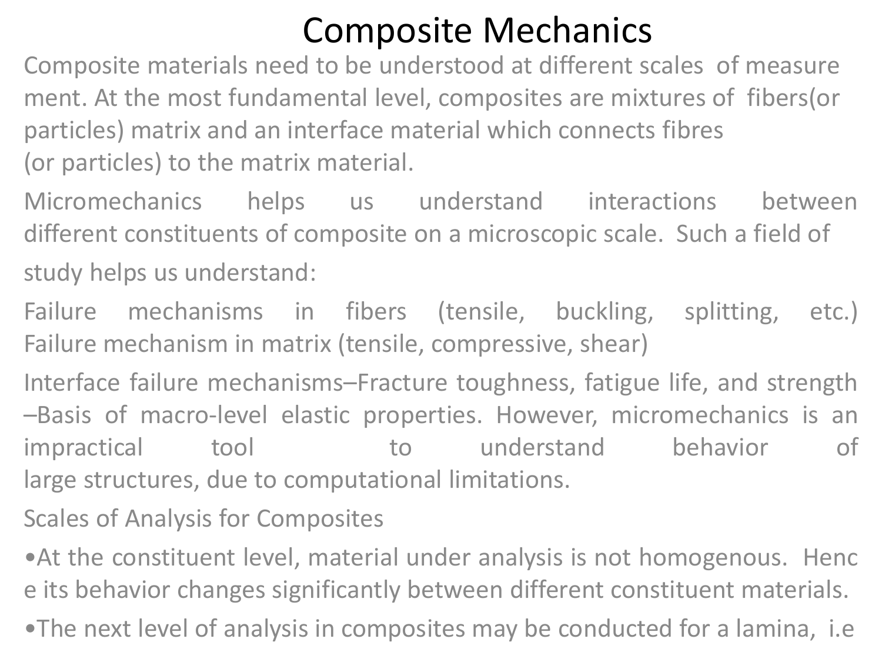# Composite Mechanics

Composite materials need to be understood at different scales of measure ment. At the most fundamental level, composites are mixtures of fibers(or particles) matrix and an interface material which connects fibres (or particles) to the matrix material.

Micromechanics helps us understand interactions between different constituents of composite on a microscopic scale. Such a field of study helps us understand:

Failure mechanisms in fibers (tensile, buckling, splitting, etc.) Failure mechanism in matrix (tensile, compressive, shear)

Interface failure mechanisms–Fracture toughness, fatigue life, and strength –Basis of macro-level elastic properties. However, micromechanics is an impractical tool to understand behavior of large structures, due to computational limitations.

Scales of Analysis for Composites

•At the constituent level, material under analysis is not homogenous. Henc e its behavior changes significantly between different constituent materials.

•The next level of analysis in composites may be conducted for a lamina, i.e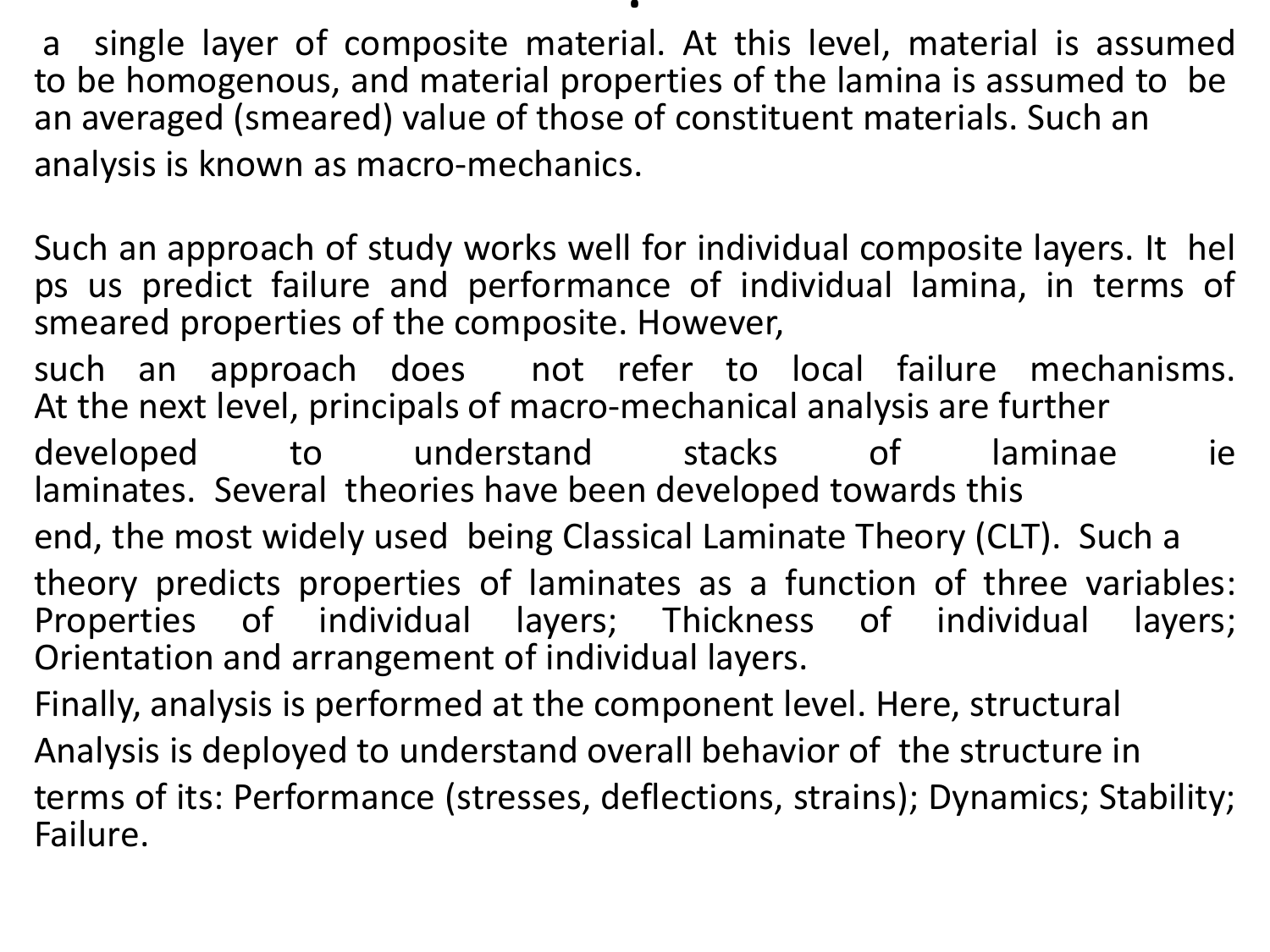a single layer of composite material. At this level, material is assumed to be homogenous, and material properties of the lamina is assumed to be an averaged (smeared) value of those of constituent materials. Such an analysis is known as macro-mechanics.

Such an approach of study works well for individual composite layers. It helps us predict failure and performance of individual lamina, in terms of smeared properties of the composite. However, such an approach does not refer to local failure mechanisms. At the next level, principals of macro-mechanical analysis are further developed to understand stacks of laminae ie laminates. Several theories have been developed towards this end, the most widely used being Classical Laminate Theory (CLT). Such a theory predicts properties of laminates as a function of three variables: Properties of individual layers; Thickness of individual layers; Orientation and arrangement of individual layers.

Finally, analysis is performed at the component level. Here, structural Analysis is deployed to understand overall behavior of the structure in terms of its: Performance (stresses, deflections, strains); Dynamics; Stability; Failure.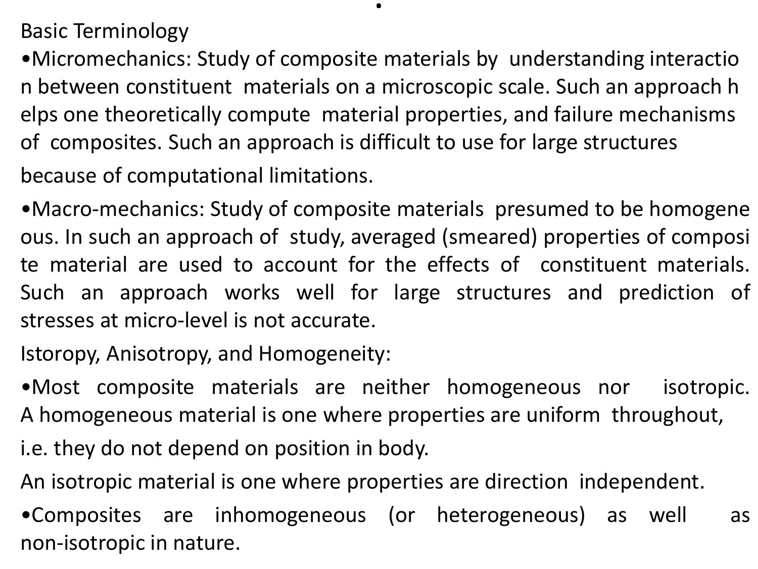Basic Terminology

- Micromechanics: Study of composite materials by understanding interaction between constituent materials on a microscopic scale. Such an approach helps one theoretically compute material properties, and failure mechanisms of composites. Such an approach is difficult to use for large structures because of computational limitations.
- Macro-mechanics: Study of composite materials presumed to be homogeneous. In such an approach of study, averaged (smeared) properties of composite material are used to account for the effects of constituent materials. Such an approach works well for large structures and prediction of stresses at micro-level is not accurate.

Istoropy, Anisotropy, and Homogeneity:

- Most composite materials are neither homogeneous nor isotropic. A homogeneous material is one where properties are uniform throughout, i.e. they do not depend on position in body.

An isotropic material is one where properties are direction independent.

- Composites are inhomogeneous (or heterogeneous) as well as non-isotropic in nature.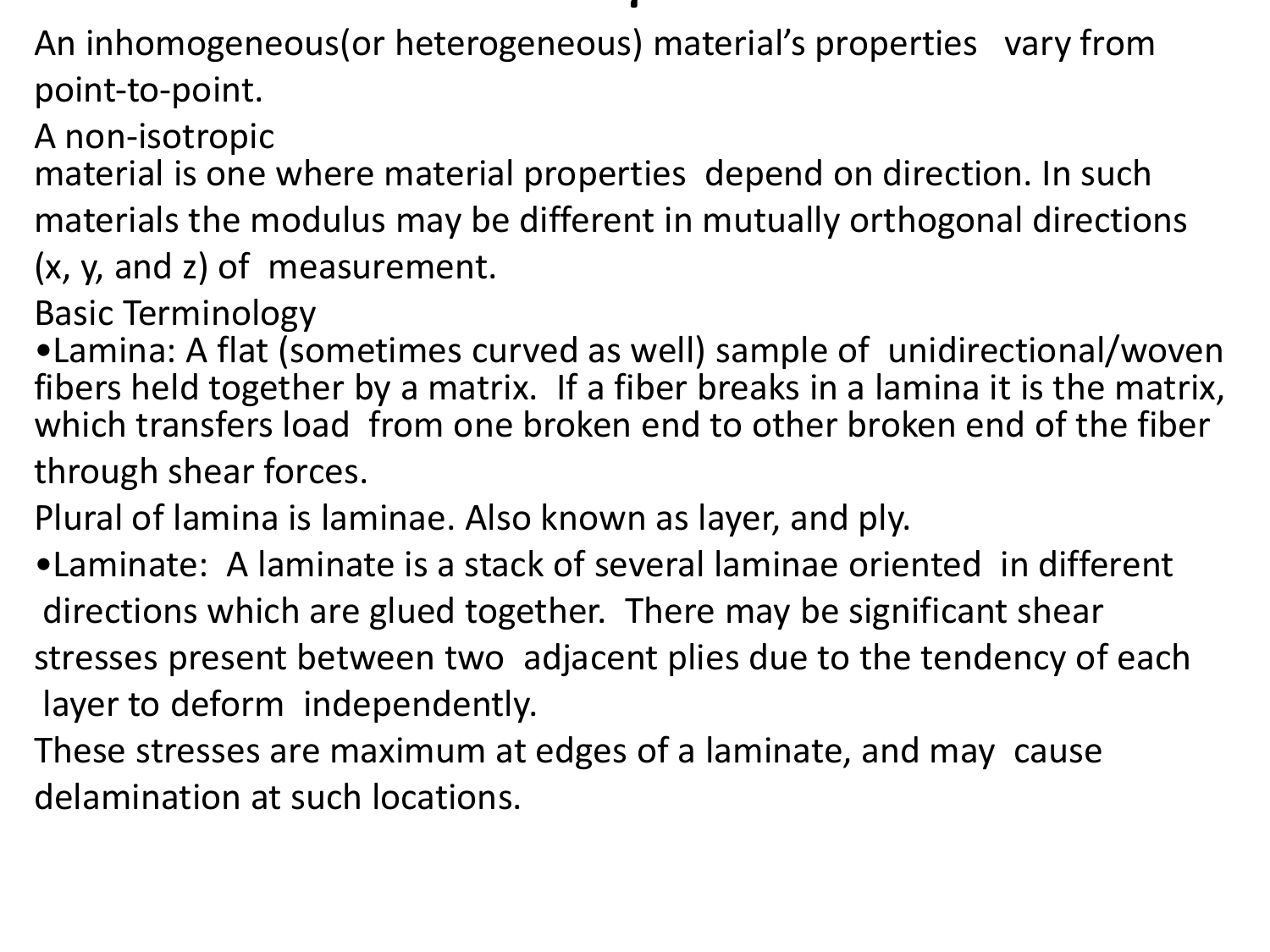An inhomogeneous(or heterogeneous) material's properties vary from point-to-point.

A non-isotropic material is one where material properties depend on direction. In such materials the modulus may be different in mutually orthogonal directions (x, y, and z) of measurement.

Basic Terminology

- Lamina: A flat (sometimes curved as well) sample of unidirectional/woven fibers held together by a matrix. If a fiber breaks in a lamina it is the matrix, which transfers load from one broken end to other broken end of the fiber through shear forces.

Plural of lamina is laminae. Also known as layer, and ply.

- Laminate: A laminate is a stack of several laminae oriented in different directions which are glued together. There may be significant shear stresses present between two adjacent plies due to the tendency of each layer to deform independently.

These stresses are maximum at edges of a laminate, and may cause delamination at such locations.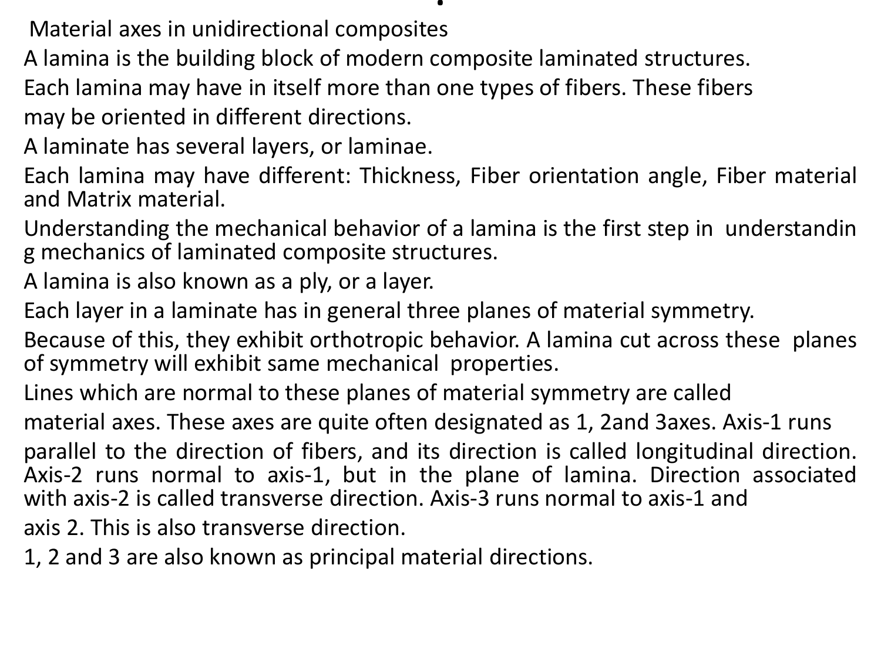Material axes in unidirectional composites

A lamina is the building block of modern composite laminated structures.

Each lamina may have in itself more than one types of fibers. These fibers may be oriented in different directions.

A laminate has several layers, or laminae.

Each lamina may have different: Thickness, Fiber orientation angle, Fiber material and Matrix material.

Understanding the mechanical behavior of a lamina is the first step in understanding mechanics of laminated composite structures.

A lamina is also known as a ply, or a layer.

Each layer in a laminate has in general three planes of material symmetry.

Because of this, they exhibit orthotropic behavior. A lamina cut across these planes of symmetry will exhibit same mechanical properties.

Lines which are normal to these planes of material symmetry are called material axes. These axes are quite often designated as 1, 2and 3axes. Axis-1 runs parallel to the direction of fibers, and its direction is called longitudinal direction. Axis-2 runs normal to axis-1, but in the plane of lamina. Direction associated with axis-2 is called transverse direction. Axis-3 runs normal to axis-1 and axis 2. This is also transverse direction.

1, 2 and 3 are also known as principal material directions.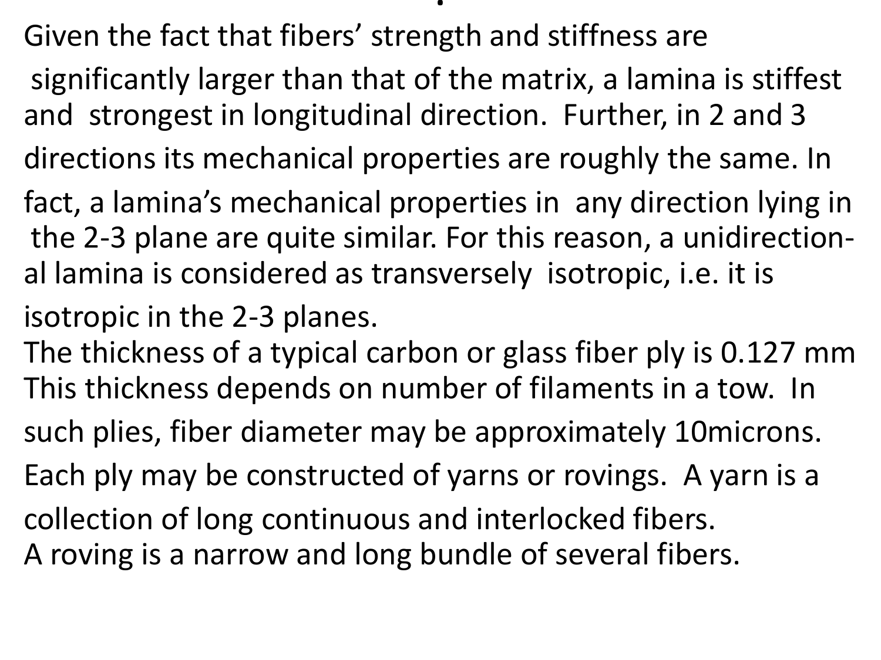Given the fact that fibers' strength and stiffness are significantly larger than that of the matrix, a lamina is stiffest and strongest in longitudinal direction. Further, in 2 and 3 directions its mechanical properties are roughly the same. In fact, a lamina's mechanical properties in any direction lying in the 2-3 plane are quite similar. For this reason, a unidirectional lamina is considered as transversely isotropic, i.e. it is isotropic in the 2-3 planes.

The thickness of a typical carbon or glass fiber ply is 0.127 mm This thickness depends on number of filaments in a tow. In such plies, fiber diameter may be approximately 10microns. Each ply may be constructed of yarns or rovings. A yarn is a collection of long continuous and interlocked fibers.

A roving is a narrow and long bundle of several fibers.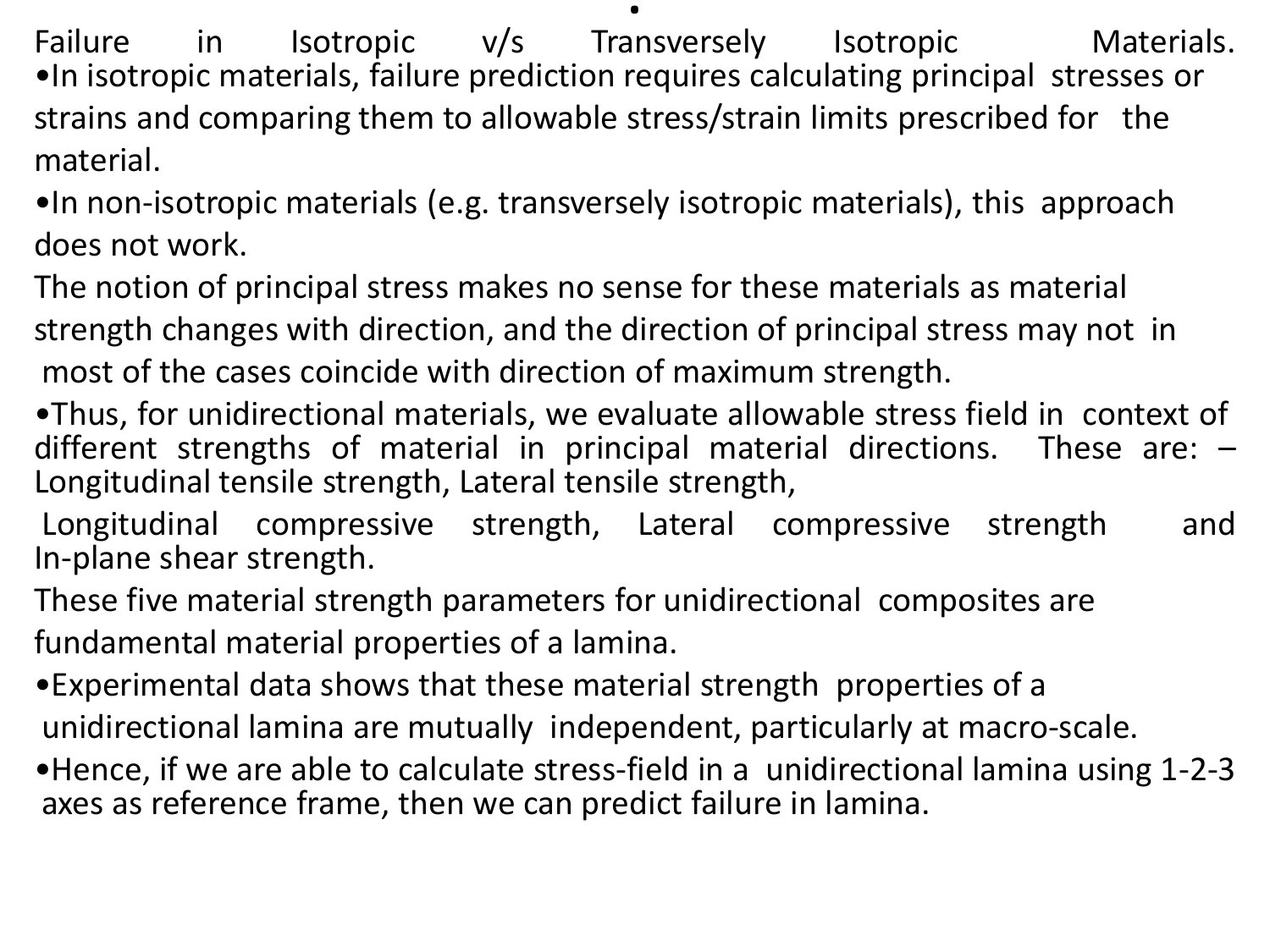## Failure in Isotropic v/s Transversely Isotropic Materials.

- In isotropic materials, failure prediction requires calculating principal stresses or strains and comparing them to allowable stress/strain limits prescribed for the material.
- In non-isotropic materials (e.g. transversely isotropic materials), this approach does not work.

The notion of principal stress makes no sense for these materials as material strength changes with direction, and the direction of principal stress may not in most of the cases coincide with direction of maximum strength.

- Thus, for unidirectional materials, we evaluate allowable stress field in context of different strengths of material in principal material directions. These are: – Longitudinal tensile strength, Lateral tensile strength,

Longitudinal compressive strength, Lateral compressive strength and In-plane shear strength.

These five material strength parameters for unidirectional composites are fundamental material properties of a lamina.

- Experimental data shows that these material strength properties of a unidirectional lamina are mutually independent, particularly at macro-scale.
- Hence, if we are able to calculate stress-field in a unidirectional lamina using 1-2-3 axes as reference frame, then we can predict failure in lamina.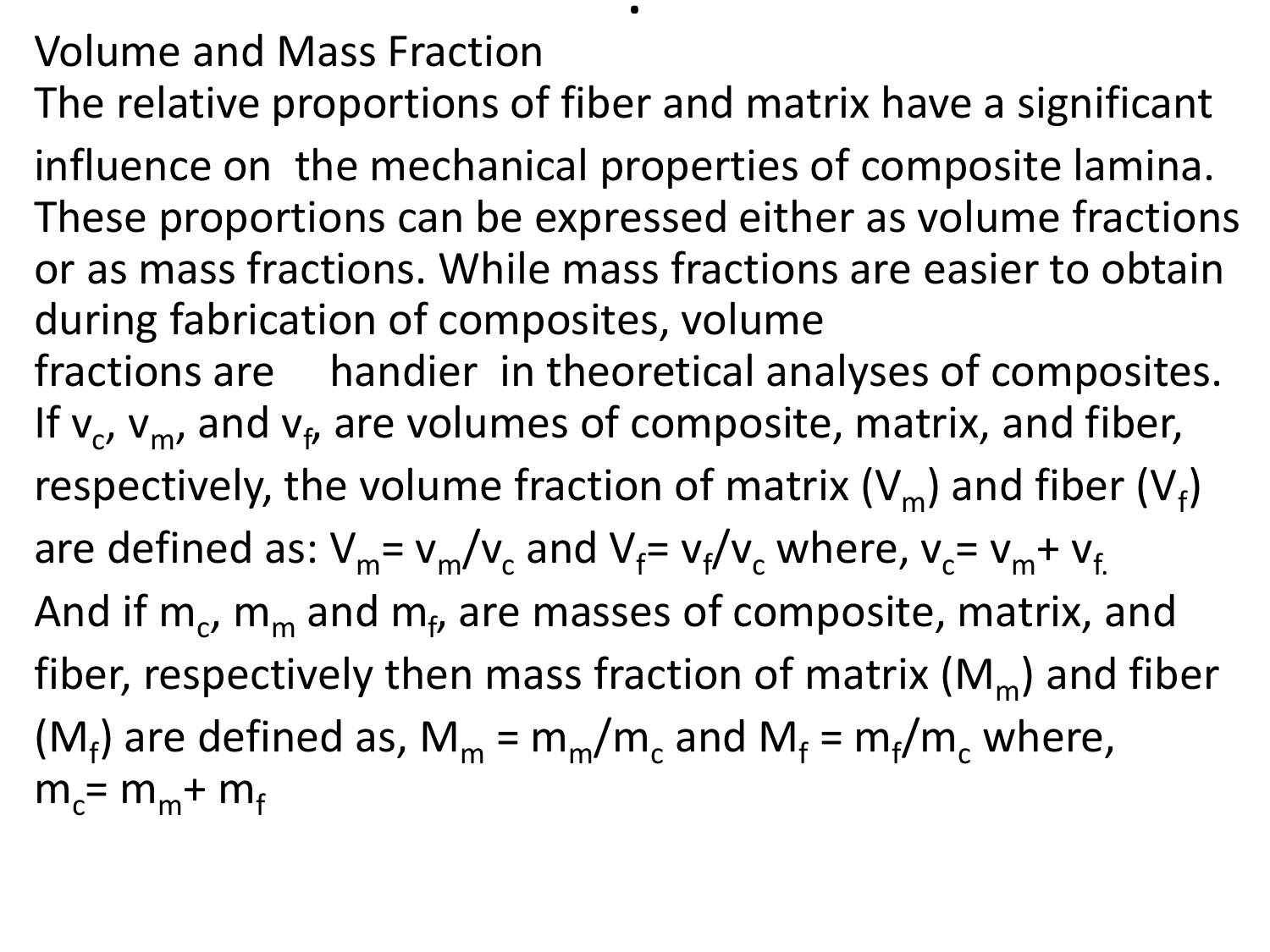## Volume and Mass Fraction

The relative proportions of fiber and matrix have a significant influence on the mechanical properties of composite lamina. These proportions can be expressed either as volume fractions or as mass fractions. While mass fractions are easier to obtain during fabrication of composites, volume fractions are handier in theoretical analyses of composites.

If $v_c$, $v_m$, and $v_f$, are volumes of composite, matrix, and fiber, respectively, the volume fraction of matrix ($V_m$) and fiber ($V_f$) are defined as: $V_m = v_m/v_c$ and $V_f = v_f/v_c$ where, $v_c = v_m + v_f$.

And if $m_c$, $m_m$ and $m_f$, are masses of composite, matrix, and fiber, respectively then mass fraction of matrix ($M_m$) and fiber ($M_f$) are defined as, $M_m = m_m/m_c$ and $M_f = m_f/m_c$ where, $m_c = m_m + m_f$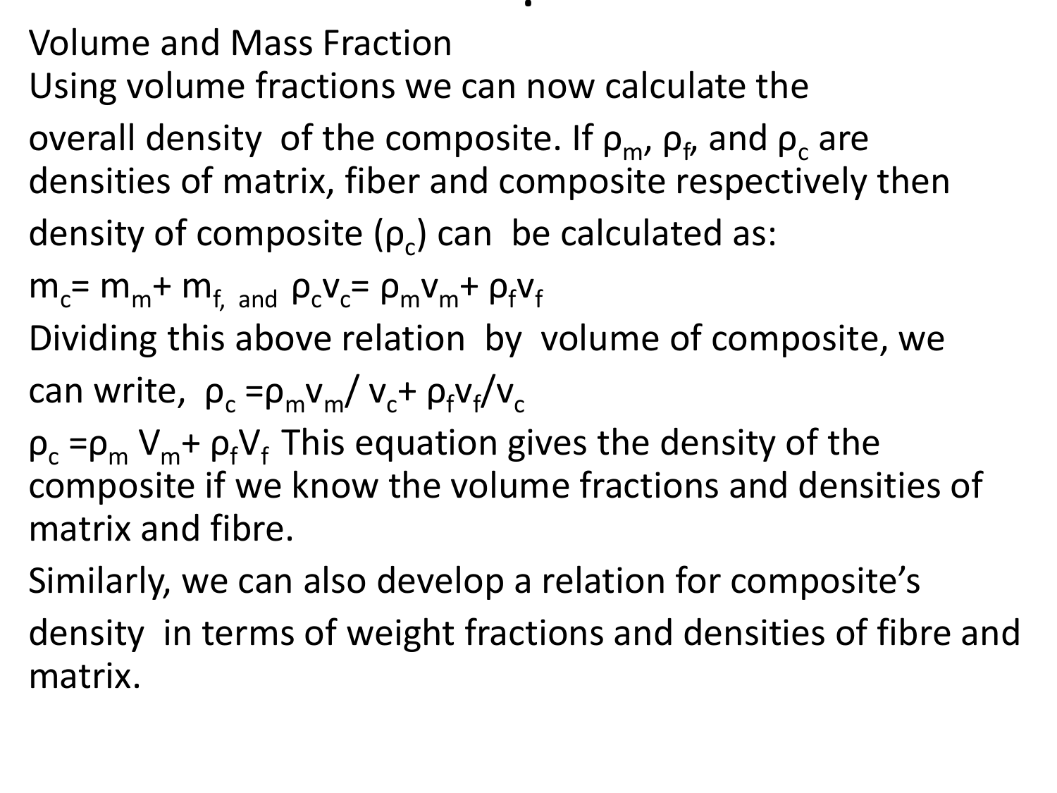Volume and Mass Fraction

Using volume fractions we can now calculate the overall density of the composite. If $\rho_m$, $\rho_f$, and $\rho_c$ are densities of matrix, fiber and composite respectively then density of composite ($\rho_c$) can be calculated as:

$m_c = m_m + m_f$, and $\rho_c v_c = \rho_m v_m + \rho_f v_f$

Dividing this above relation by volume of composite, we can write, $\rho_c = \rho_m v_m / v_c + \rho_f v_f / v_c$

$\rho_c = \rho_m V_m + \rho_f V_f$ This equation gives the density of the composite if we know the volume fractions and densities of matrix and fibre.

Similarly, we can also develop a relation for composite's density in terms of weight fractions and densities of fibre and matrix.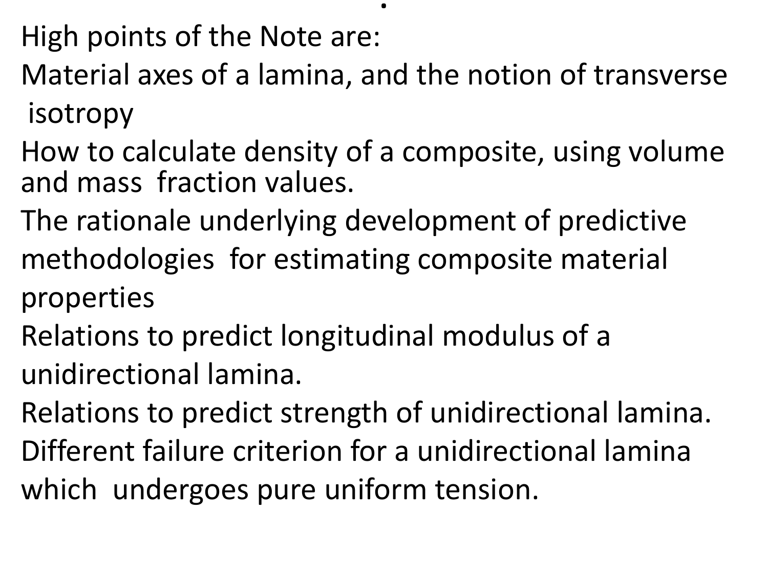High points of the Note are:

Material axes of a lamina, and the notion of transverse isotropy

How to calculate density of a composite, using volume and mass fraction values.

The rationale underlying development of predictive methodologies for estimating composite material properties

Relations to predict longitudinal modulus of a unidirectional lamina.

Relations to predict strength of unidirectional lamina.

Different failure criterion for a unidirectional lamina which undergoes pure uniform tension.